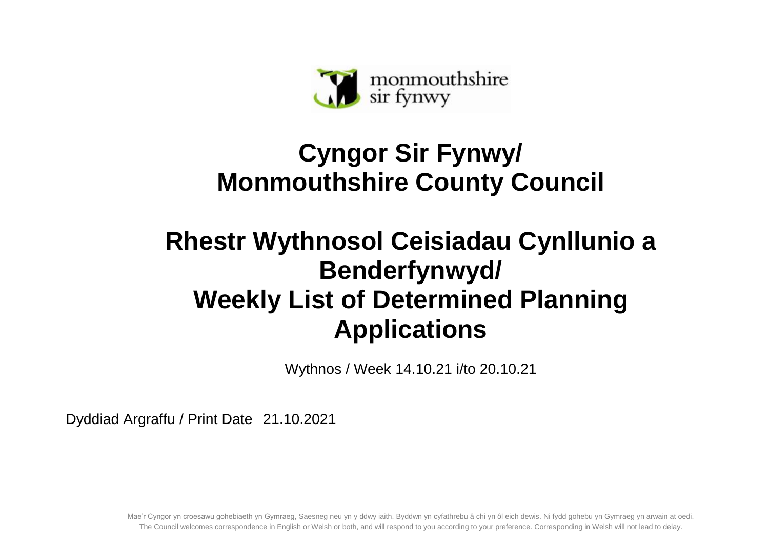monmouthshire
sir fynwy

# Cyngor Sir Fynwy/ Monmouthshire County Council

# Rhestr Wythnosol Ceisiadau Cynllunio a Benderfynwyd/ Weekly List of Determined Planning Applications

Wythnos / Week 14.10.21 i/to 20.10.21

Dyddiad Argraffu / Print Date 21.10.2021

Mae'r Cyngor yn croesawu gohebiaeth yn Gymraeg, Saesneg neu yn y ddwy iaith. Byddwn yn cyfathrebu â chi yn ôl eich dewis. Ni fydd gohebu yn Gymraeg yn arwain at oedi.
The Council welcomes correspondence in English or Welsh or both, and will respond to you according to your preference. Corresponding in Welsh will not lead to delay.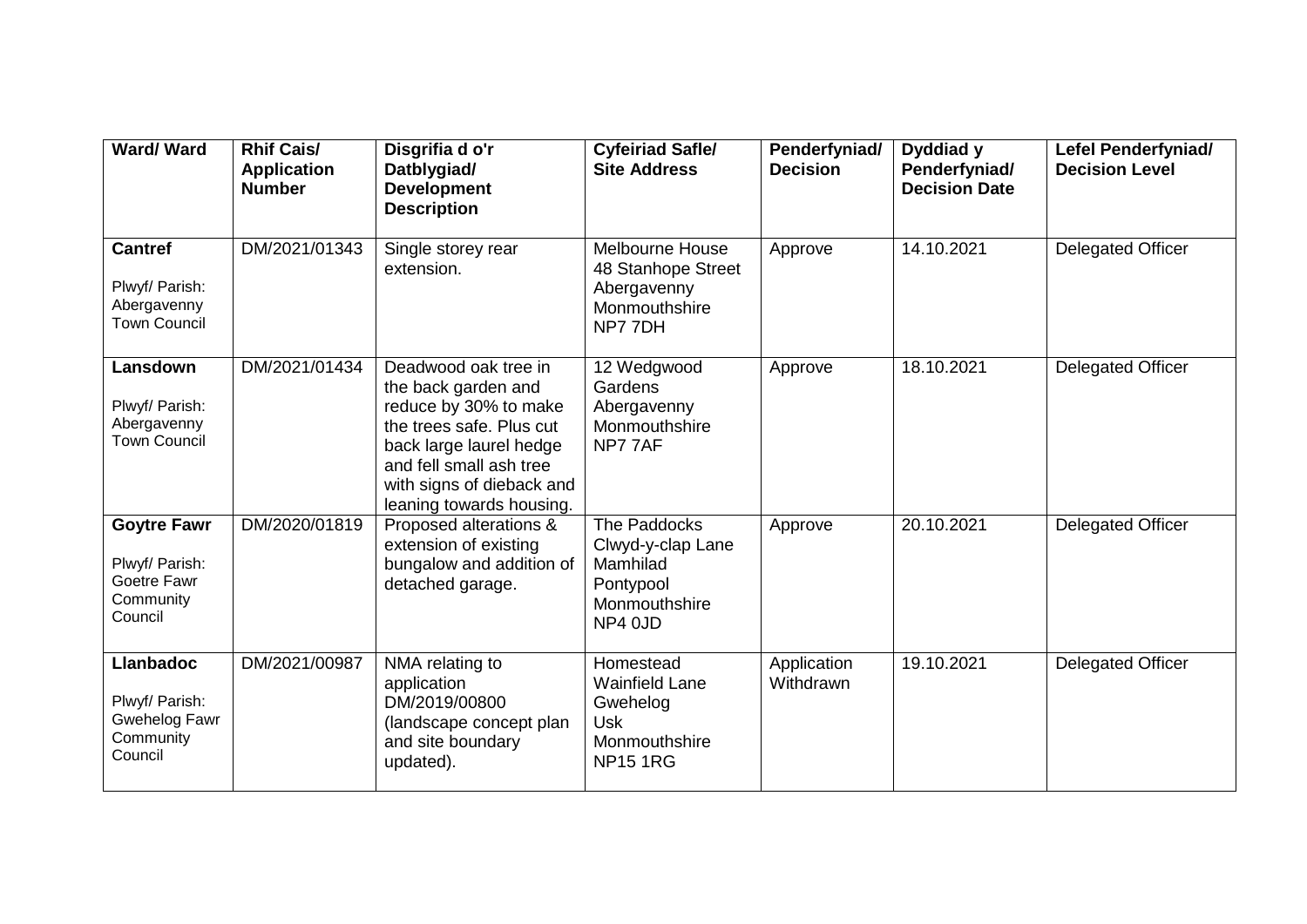| **Ward/ Ward** | **Rhif Cais/ Application Number** | **Disgrifia d o'r Datblygiad/ Development Description** | **Cyfeiriad Safle/ Site Address** | **Penderfyniad/ Decision** | **Dyddiad y Penderfyniad/ Decision Date** | **Lefel Penderfyniad/ Decision Level** |
| --- | --- | --- | --- | --- | --- | --- |
| **Cantref** Plwyf/ Parish: Abergavenny Town Council | DM/2021/01343 | Single storey rear extension. | Melbourne House 48 Stanhope Street Abergavenny Monmouthshire NP7 7DH | Approve | 14.10.2021 | Delegated Officer |
| **Lansdown** Plwyf/ Parish: Abergavenny Town Council | DM/2021/01434 | Deadwood oak tree in the back garden and reduce by 30% to make the trees safe. Plus cut back large laurel hedge and fell small ash tree with signs of dieback and leaning towards housing. | 12 Wedgwood Gardens Abergavenny Monmouthshire NP7 7AF | Approve | 18.10.2021 | Delegated Officer |
| **Goytre Fawr** Plwyf/ Parish: Goetre Fawr Community Council | DM/2020/01819 | Proposed alterations & extension of existing bungalow and addition of detached garage. | The Paddocks Clwyd-y-clap Lane Mamhilad Pontypool Monmouthshire NP4 0JD | Approve | 20.10.2021 | Delegated Officer |
| **Llanbadoc** Plwyf/ Parish: Gwehelog Fawr Community Council | DM/2021/00987 | NMA relating to application DM/2019/00800 (landscape concept plan and site boundary updated). | Homestead Wainfield Lane Gwehelog Usk Monmouthshire NP15 1RG | Application Withdrawn | 19.10.2021 | Delegated Officer |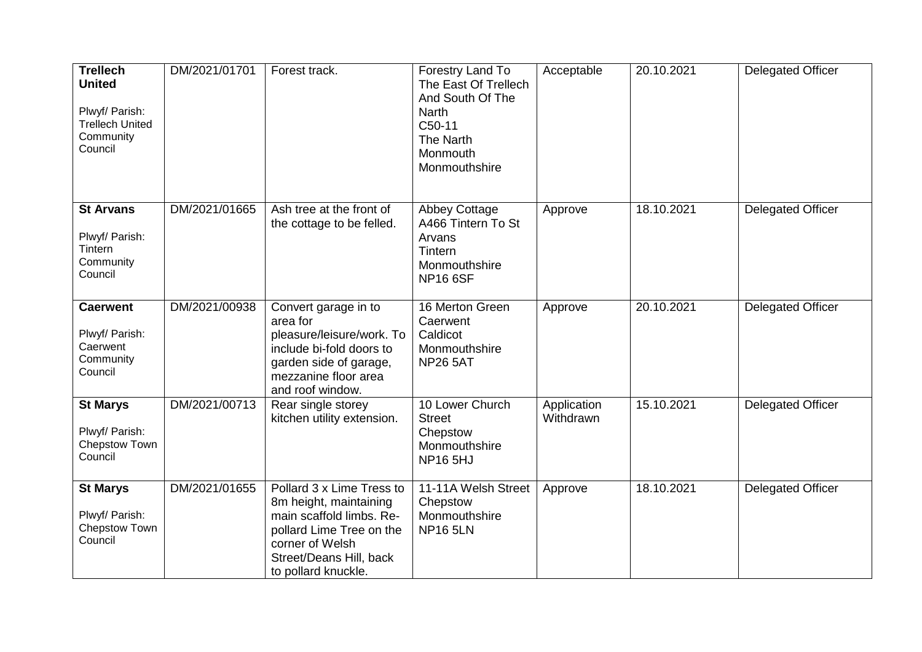| | | | | | | |
|---|---|---|---|---|---|---|
| **Trellech United**<br><br>Plwyf/ Parish: Trellech United Community Council | DM/2021/01701 | Forest track. | Forestry Land To The East Of Trellech And South Of The Narth C50-11 The Narth Monmouth Monmouthshire | Acceptable | 20.10.2021 | Delegated Officer |
| **St Arvans**<br><br>Plwyf/ Parish: Tintern Community Council | DM/2021/01665 | Ash tree at the front of the cottage to be felled. | Abbey Cottage A466 Tintern To St Arvans Tintern Monmouthshire NP16 6SF | Approve | 18.10.2021 | Delegated Officer |
| **Caerwent**<br><br>Plwyf/ Parish: Caerwent Community Council | DM/2021/00938 | Convert garage in to area for pleasure/leisure/work. To include bi-fold doors to garden side of garage, mezzanine floor area and roof window. | 16 Merton Green Caerwent Caldicot Monmouthshire NP26 5AT | Approve | 20.10.2021 | Delegated Officer |
| **St Marys**<br><br>Plwyf/ Parish: Chepstow Town Council | DM/2021/00713 | Rear single storey kitchen utility extension. | 10 Lower Church Street Chepstow Monmouthshire NP16 5HJ | Application Withdrawn | 15.10.2021 | Delegated Officer |
| **St Marys**<br><br>Plwyf/ Parish: Chepstow Town Council | DM/2021/01655 | Pollard 3 x Lime Tress to 8m height, maintaining main scaffold limbs. Re-pollard Lime Tree on the corner of Welsh Street/Deans Hill, back to pollard knuckle. | 11-11A Welsh Street Chepstow Monmouthshire NP16 5LN | Approve | 18.10.2021 | Delegated Officer |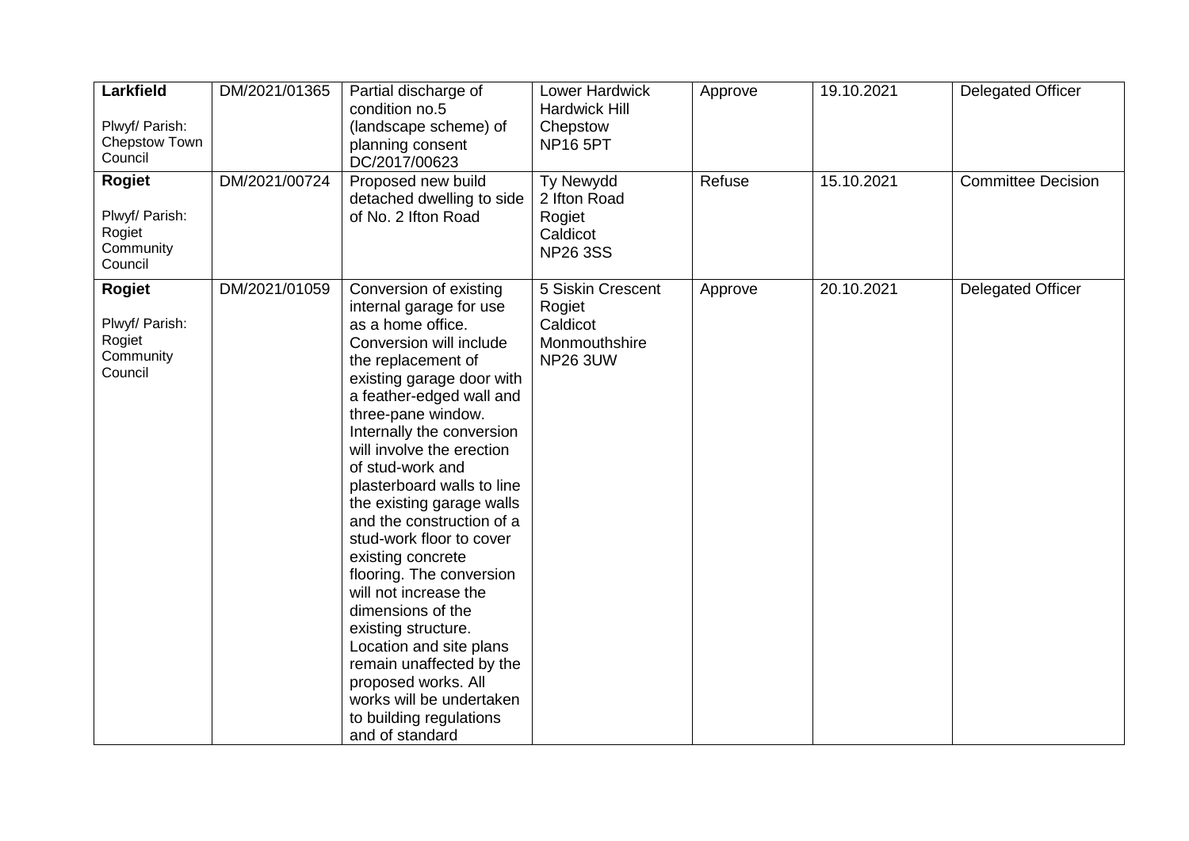| | | | | | | |
|---|---|---|---|---|---|---|
| **Larkfield**<br><br>Plwyf/ Parish: Chepstow Town Council | DM/2021/01365 | Partial discharge of condition no.5 (landscape scheme) of planning consent DC/2017/00623 | Lower Hardwick Hardwick Hill Chepstow NP16 5PT | Approve | 19.10.2021 | Delegated Officer |
| **Rogiet**<br><br>Plwyf/ Parish: Rogiet Community Council | DM/2021/00724 | Proposed new build detached dwelling to side of No. 2 Ifton Road | Ty Newydd 2 Ifton Road Rogiet Caldicot NP26 3SS | Refuse | 15.10.2021 | Committee Decision |
| **Rogiet**<br><br>Plwyf/ Parish: Rogiet Community Council | DM/2021/01059 | Conversion of existing internal garage for use as a home office. Conversion will include the replacement of existing garage door with a feather-edged wall and three-pane window. Internally the conversion will involve the erection of stud-work and plasterboard walls to line the existing garage walls and the construction of a stud-work floor to cover existing concrete flooring. The conversion will not increase the dimensions of the existing structure. Location and site plans remain unaffected by the proposed works. All works will be undertaken to building regulations and of standard | 5 Siskin Crescent Rogiet Caldicot Monmouthshire NP26 3UW | Approve | 20.10.2021 | Delegated Officer |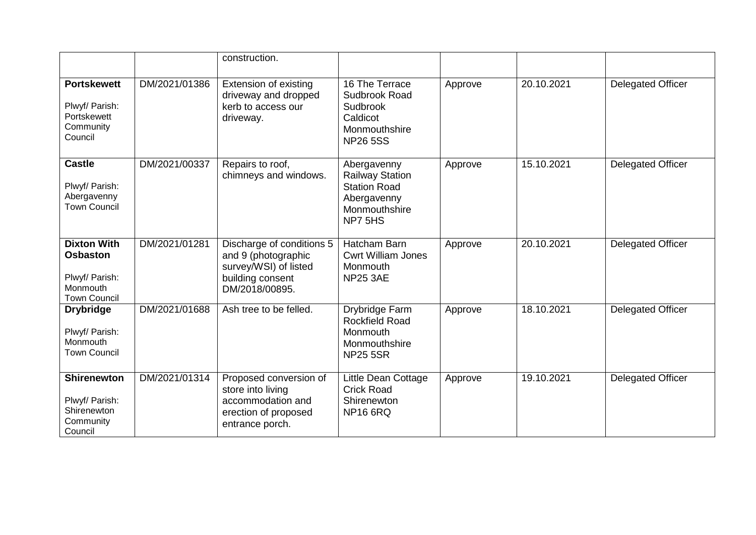| | | | | | | |
|---|---|---|---|---|---|---|
| | | construction. | | | | |
| **Portskewett**<br><br>Plwyf/ Parish: Portskewett Community Council | DM/2021/01386 | Extension of existing driveway and dropped kerb to access our driveway. | 16 The Terrace<br>Sudbrook Road<br>Sudbrook<br>Caldicot<br>Monmouthshire<br>NP26 5SS | Approve | 20.10.2021 | Delegated Officer |
| **Castle**<br><br>Plwyf/ Parish: Abergavenny Town Council | DM/2021/00337 | Repairs to roof, chimneys and windows. | Abergavenny<br>Railway Station<br>Station Road<br>Abergavenny<br>Monmouthshire<br>NP7 5HS | Approve | 15.10.2021 | Delegated Officer |
| **Dixton With Osbaston**<br><br>Plwyf/ Parish: Monmouth Town Council | DM/2021/01281 | Discharge of conditions 5 and 9 (photographic survey/WSI) of listed building consent DM/2018/00895. | Hatcham Barn<br>Cwrt William Jones<br>Monmouth<br>NP25 3AE | Approve | 20.10.2021 | Delegated Officer |
| **Drybridge**<br><br>Plwyf/ Parish: Monmouth Town Council | DM/2021/01688 | Ash tree to be felled. | Drybridge Farm<br>Rockfield Road<br>Monmouth<br>Monmouthshire<br>NP25 5SR | Approve | 18.10.2021 | Delegated Officer |
| **Shirenewton**<br><br>Plwyf/ Parish: Shirenewton Community Council | DM/2021/01314 | Proposed conversion of store into living accommodation and erection of proposed entrance porch. | Little Dean Cottage<br>Crick Road<br>Shirenewton<br>NP16 6RQ | Approve | 19.10.2021 | Delegated Officer |